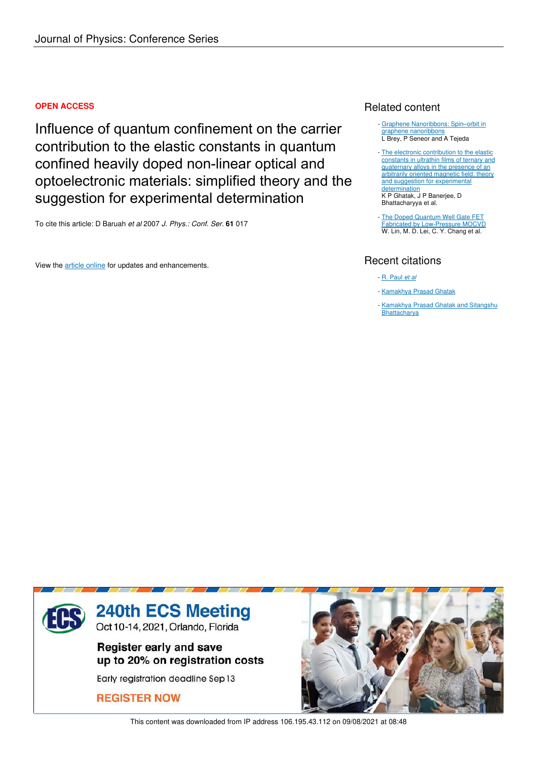Journal of Physics: Conference Series

**OPEN ACCESS**

# Influence of quantum confinement on the carrier contribution to the elastic constants in quantum confined heavily doped non-linear optical and optoelectronic materials: simplified theory and the suggestion for experimental determination

To cite this article: D Baruah *et al* 2007 *J. Phys.: Conf. Ser.* **61** 017

View the article online for updates and enhancements.

## Related content

- Graphene Nanoribbons: Spin–orbit in graphene nanoribbons
L Brey, P Seneor and A Tejeda

- The electronic contribution to the elastic constants in ultrathin films of ternary and quaternary alloys in the presence of an arbitrarily oriented magnetic field: theory and suggestion for experimental determination
K P Ghatak, J P Banerjee, D Bhattacharyya et al.

- The Doped Quantum Well Gate FET Fabricated by Low-Pressure MOCVD
W. Lin, M. D. Lei, C. Y. Chang et al.

## Recent citations

- R. Paul *et al*
- Kamakhya Prasad Ghatak
- Kamakhya Prasad Ghatak and Sitangshu Bhattacharya

This content was downloaded from IP address 106.195.43.112 on 09/08/2021 at 08:48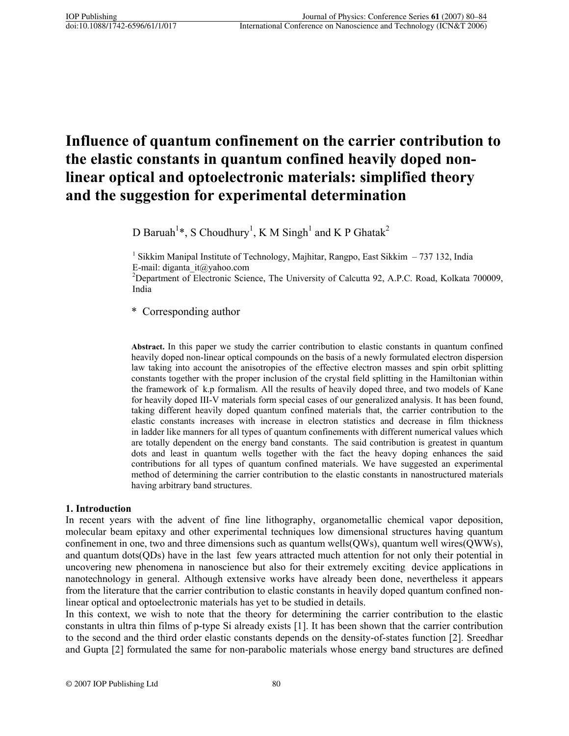# Influence of quantum confinement on the carrier contribution to the elastic constants in quantum confined heavily doped non-linear optical and optoelectronic materials: simplified theory and the suggestion for experimental determination

D Baruah[1]*, S Choudhury[1], K M Singh[1] and K P Ghatak[2]

[1] Sikkim Manipal Institute of Technology, Majhitar, Rangpo, East Sikkim – 737 132, India  
E-mail: diganta_it@yahoo.com  
[2] Department of Electronic Science, The University of Calcutta 92, A.P.C. Road, Kolkata 700009, India

\* Corresponding author

**Abstract.** In this paper we study the carrier contribution to elastic constants in quantum confined heavily doped non-linear optical compounds on the basis of a newly formulated electron dispersion law taking into account the anisotropies of the effective electron masses and spin orbit splitting constants together with the proper inclusion of the crystal field splitting in the Hamiltonian within the framework of k.p formalism. All the results of heavily doped three, and two models of Kane for heavily doped III-V materials form special cases of our generalized analysis. It has been found, taking different heavily doped quantum confined materials that, the carrier contribution to the elastic constants increases with increase in electron statistics and decrease in film thickness in ladder like manners for all types of quantum confinements with different numerical values which are totally dependent on the energy band constants. The said contribution is greatest in quantum dots and least in quantum wells together with the fact the heavy doping enhances the said contributions for all types of quantum confined materials. We have suggested an experimental method of determining the carrier contribution to the elastic constants in nanostructured materials having arbitrary band structures.

## 1. Introduction

In recent years with the advent of fine line lithography, organometallic chemical vapor deposition, molecular beam epitaxy and other experimental techniques low dimensional structures having quantum confinement in one, two and three dimensions such as quantum wells(QWs), quantum well wires(QWWs), and quantum dots(QDs) have in the last few years attracted much attention for not only their potential in uncovering new phenomena in nanoscience but also for their extremely exciting device applications in nanotechnology in general. Although extensive works have already been done, nevertheless it appears from the literature that the carrier contribution to elastic constants in heavily doped quantum confined non-linear optical and optoelectronic materials has yet to be studied in details.

In this context, we wish to note that the theory for determining the carrier contribution to the elastic constants in ultra thin films of p-type Si already exists [1]. It has been shown that the carrier contribution to the second and the third order elastic constants depends on the density-of-states function [2]. Sreedhar and Gupta [2] formulated the same for non-parabolic materials whose energy band structures are defined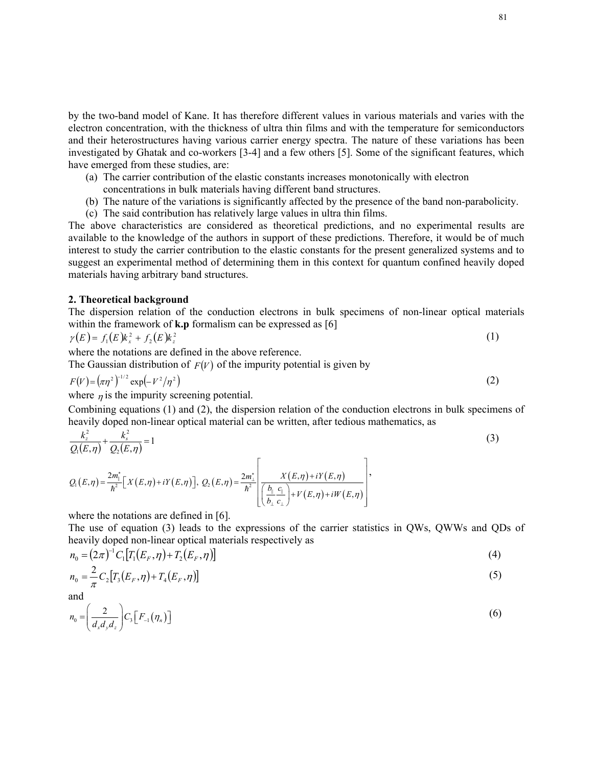by the two-band model of Kane. It has therefore different values in various materials and varies with the electron concentration, with the thickness of ultra thin films and with the temperature for semiconductors and their heterostructures having various carrier energy spectra. The nature of these variations has been investigated by Ghatak and co-workers [3-4] and a few others [5]. Some of the significant features, which have emerged from these studies, are:

(a) The carrier contribution of the elastic constants increases monotonically with electron concentrations in bulk materials having different band structures.
(b) The nature of the variations is significantly affected by the presence of the band non-parabolicity.
(c) The said contribution has relatively large values in ultra thin films.

The above characteristics are considered as theoretical predictions, and no experimental results are available to the knowledge of the authors in support of these predictions. Therefore, it would be of much interest to study the carrier contribution to the elastic constants for the present generalized systems and to suggest an experimental method of determining them in this context for quantum confined heavily doped materials having arbitrary band structures.

## 2. Theoretical background

The dispersion relation of the conduction electrons in bulk specimens of non-linear optical materials within the framework of **k.p** formalism can be expressed as [6]

$$\gamma(E) = f_1(E)k_s^2 + f_2(E)k_z^2 \tag{1}$$

where the notations are defined in the above reference.

The Gaussian distribution of $F(V)$ of the impurity potential is given by

$$F(V) = \left(\pi\eta^2\right)^{-1/2} \exp\left(-V^2/\eta^2\right) \tag{2}$$

where $\eta$ is the impurity screening potential.

Combining equations (1) and (2), the dispersion relation of the conduction electrons in bulk specimens of heavily doped non-linear optical material can be written, after tedious mathematics, as

$$\frac{k_z^2}{Q_1(E,\eta)} + \frac{k_s^2}{Q_2(E,\eta)} = 1 \tag{3}$$

$$Q_1(E,\eta) = \frac{2m_{\parallel}^*}{\hbar^2}\left[X(E,\eta) + iY(E,\eta)\right],\ Q_2(E,\eta) = \frac{2m_{\perp}^*}{\hbar^2}\left[\frac{X(E,\eta)+iY(E,\eta)}{\left(\frac{b_{\parallel}}{b_{\perp}}\frac{c_{\parallel}}{c_{\perp}}\right) + V(E,\eta) + iW(E,\eta)}\right],$$

where the notations are defined in [6].

The use of equation (3) leads to the expressions of the carrier statistics in QWs, QWWs and QDs of heavily doped non-linear optical materials respectively as

$$n_0 = (2\pi)^{-1} C_1\left[T_1(E_F,\eta) + T_2(E_F,\eta)\right] \tag{4}$$

$$n_0 = \frac{2}{\pi} C_2\left[T_3(E_F,\eta) + T_4(E_F,\eta)\right] \tag{5}$$

and

$$n_0 = \left(\frac{2}{d_x d_y d_z}\right) C_3\left[F_{-1}(\eta_n)\right] \tag{6}$$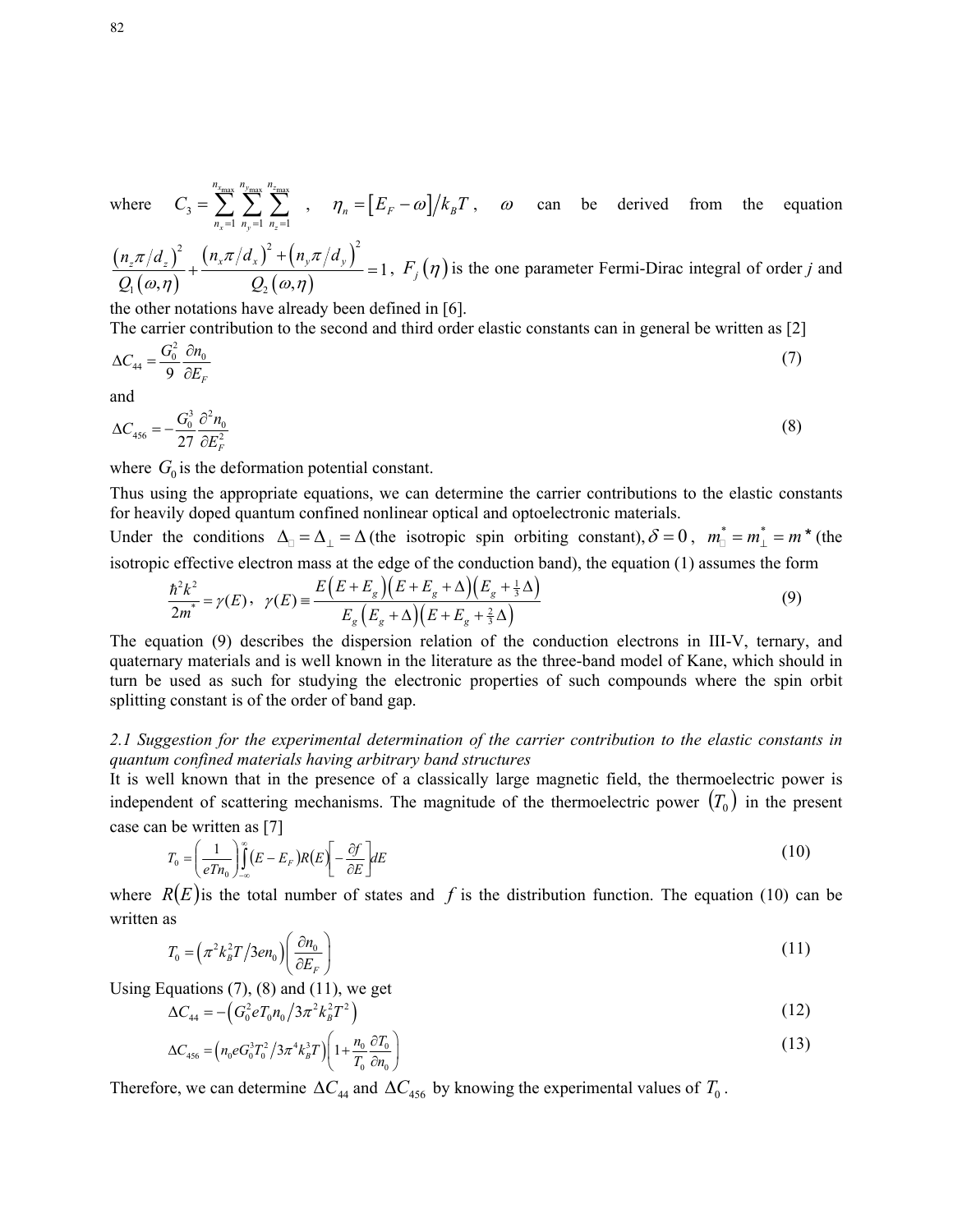where $C_3 = \sum_{n_x=1}^{n_{x\max}} \sum_{n_y=1}^{n_{y\max}} \sum_{n_z=1}^{n_{z\max}}$ , $\eta_n = [E_F - \omega]/k_B T$ , $\omega$ can be derived from the equation $\frac{(n_z\pi/d_z)^2}{Q_1(\omega,\eta)} + \frac{(n_x\pi/d_x)^2 + (n_y\pi/d_y)^2}{Q_2(\omega,\eta)} = 1$, $F_j(\eta)$ is the one parameter Fermi-Dirac integral of order $j$ and the other notations have already been defined in [6].

The carrier contribution to the second and third order elastic constants can in general be written as [2]

$$\Delta C_{44} = \frac{G_0^2}{9}\frac{\partial n_0}{\partial E_F} \tag{7}$$

and

$$\Delta C_{456} = -\frac{G_0^3}{27}\frac{\partial^2 n_0}{\partial E_F^2} \tag{8}$$

where $G_0$ is the deformation potential constant.

Thus using the appropriate equations, we can determine the carrier contributions to the elastic constants for heavily doped quantum confined nonlinear optical and optoelectronic materials.

Under the conditions $\Delta_{\parallel} = \Delta_{\perp} = \Delta$ (the isotropic spin orbiting constant), $\delta = 0$, $m_{\parallel}^* = m_{\perp}^* = m^*$ (the isotropic effective electron mass at the edge of the conduction band), the equation (1) assumes the form

$$\frac{\hbar^2 k^2}{2m^*} = \gamma(E), \quad \gamma(E) \equiv \frac{E(E+E_g)(E+E_g+\Delta)(E_g+\frac{1}{3}\Delta)}{E_g(E_g+\Delta)(E+E_g+\frac{2}{3}\Delta)} \tag{9}$$

The equation (9) describes the dispersion relation of the conduction electrons in III-V, ternary, and quaternary materials and is well known in the literature as the three-band model of Kane, which should in turn be used as such for studying the electronic properties of such compounds where the spin orbit splitting constant is of the order of band gap.

*2.1 Suggestion for the experimental determination of the carrier contribution to the elastic constants in quantum confined materials having arbitrary band structures*

It is well known that in the presence of a classically large magnetic field, the thermoelectric power is independent of scattering mechanisms. The magnitude of the thermoelectric power $(T_0)$ in the present case can be written as [7]

$$T_0 = \left(\frac{1}{eTn_0}\right)\int_{-\infty}^{\infty}(E - E_F)R(E)\left[-\frac{\partial f}{\partial E}\right]dE \tag{10}$$

where $R(E)$ is the total number of states and $f$ is the distribution function. The equation (10) can be written as

$$T_0 = \left(\pi^2 k_B^2 T/3en_0\right)\left(\frac{\partial n_0}{\partial E_F}\right) \tag{11}$$

Using Equations (7), (8) and (11), we get

$$\Delta C_{44} = -\left(G_0^2 e T_0 n_0 / 3\pi^2 k_B^2 T^2\right) \tag{12}$$

$$\Delta C_{456} = \left(n_0 e G_0^3 T_0^2 / 3\pi^4 k_B^3 T\right)\left(1 + \frac{n_0}{T_0}\frac{\partial T_0}{\partial n_0}\right) \tag{13}$$

Therefore, we can determine $\Delta C_{44}$ and $\Delta C_{456}$ by knowing the experimental values of $T_0$.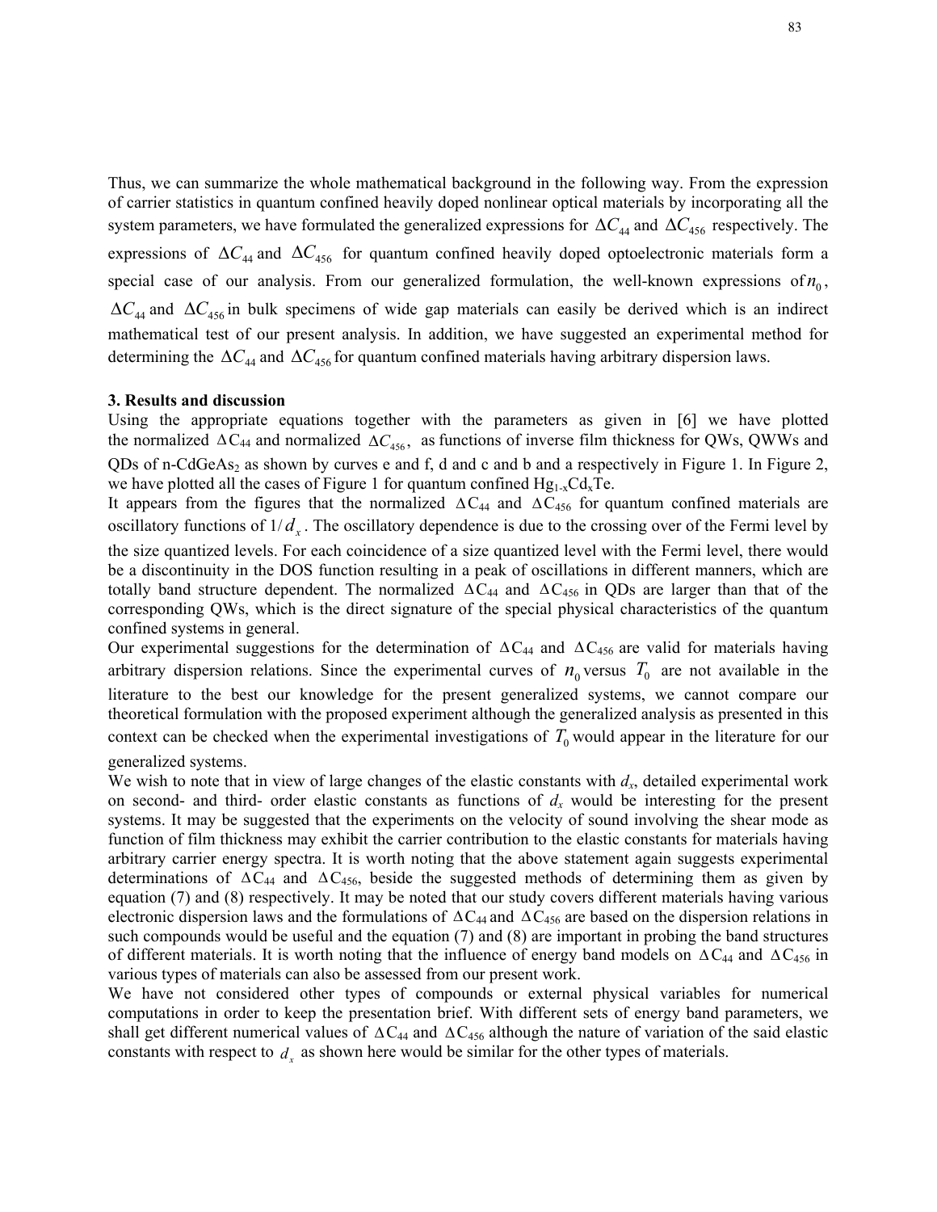Thus, we can summarize the whole mathematical background in the following way. From the expression of carrier statistics in quantum confined heavily doped nonlinear optical materials by incorporating all the system parameters, we have formulated the generalized expressions for $\Delta C_{44}$ and $\Delta C_{456}$ respectively. The expressions of $\Delta C_{44}$ and $\Delta C_{456}$ for quantum confined heavily doped optoelectronic materials form a special case of our analysis. From our generalized formulation, the well-known expressions of $n_0$, $\Delta C_{44}$ and $\Delta C_{456}$ in bulk specimens of wide gap materials can easily be derived which is an indirect mathematical test of our present analysis. In addition, we have suggested an experimental method for determining the $\Delta C_{44}$ and $\Delta C_{456}$ for quantum confined materials having arbitrary dispersion laws.

**3. Results and discussion**

Using the appropriate equations together with the parameters as given in [6] we have plotted the normalized $\Delta C_{44}$ and normalized $\Delta C_{456}$, as functions of inverse film thickness for QWs, QWWs and QDs of n-$CdGeAs_2$ as shown by curves e and f, d and c and b and a respectively in Figure 1. In Figure 2, we have plotted all the cases of Figure 1 for quantum confined $Hg_{1-x}Cd_xTe$.

It appears from the figures that the normalized $\Delta C_{44}$ and $\Delta C_{456}$ for quantum confined materials are oscillatory functions of $1/d_x$. The oscillatory dependence is due to the crossing over of the Fermi level by the size quantized levels. For each coincidence of a size quantized level with the Fermi level, there would be a discontinuity in the DOS function resulting in a peak of oscillations in different manners, which are totally band structure dependent. The normalized $\Delta C_{44}$ and $\Delta C_{456}$ in QDs are larger than that of the corresponding QWs, which is the direct signature of the special physical characteristics of the quantum confined systems in general.

Our experimental suggestions for the determination of $\Delta C_{44}$ and $\Delta C_{456}$ are valid for materials having arbitrary dispersion relations. Since the experimental curves of $n_0$ versus $T_0$ are not available in the literature to the best our knowledge for the present generalized systems, we cannot compare our theoretical formulation with the proposed experiment although the generalized analysis as presented in this context can be checked when the experimental investigations of $T_0$ would appear in the literature for our generalized systems.

We wish to note that in view of large changes of the elastic constants with $d_x$, detailed experimental work on second- and third- order elastic constants as functions of $d_x$ would be interesting for the present systems. It may be suggested that the experiments on the velocity of sound involving the shear mode as function of film thickness may exhibit the carrier contribution to the elastic constants for materials having arbitrary carrier energy spectra. It is worth noting that the above statement again suggests experimental determinations of $\Delta C_{44}$ and $\Delta C_{456}$, beside the suggested methods of determining them as given by equation (7) and (8) respectively. It may be noted that our study covers different materials having various electronic dispersion laws and the formulations of $\Delta C_{44}$ and $\Delta C_{456}$ are based on the dispersion relations in such compounds would be useful and the equation (7) and (8) are important in probing the band structures of different materials. It is worth noting that the influence of energy band models on $\Delta C_{44}$ and $\Delta C_{456}$ in various types of materials can also be assessed from our present work.

We have not considered other types of compounds or external physical variables for numerical computations in order to keep the presentation brief. With different sets of energy band parameters, we shall get different numerical values of $\Delta C_{44}$ and $\Delta C_{456}$ although the nature of variation of the said elastic constants with respect to $d_x$ as shown here would be similar for the other types of materials.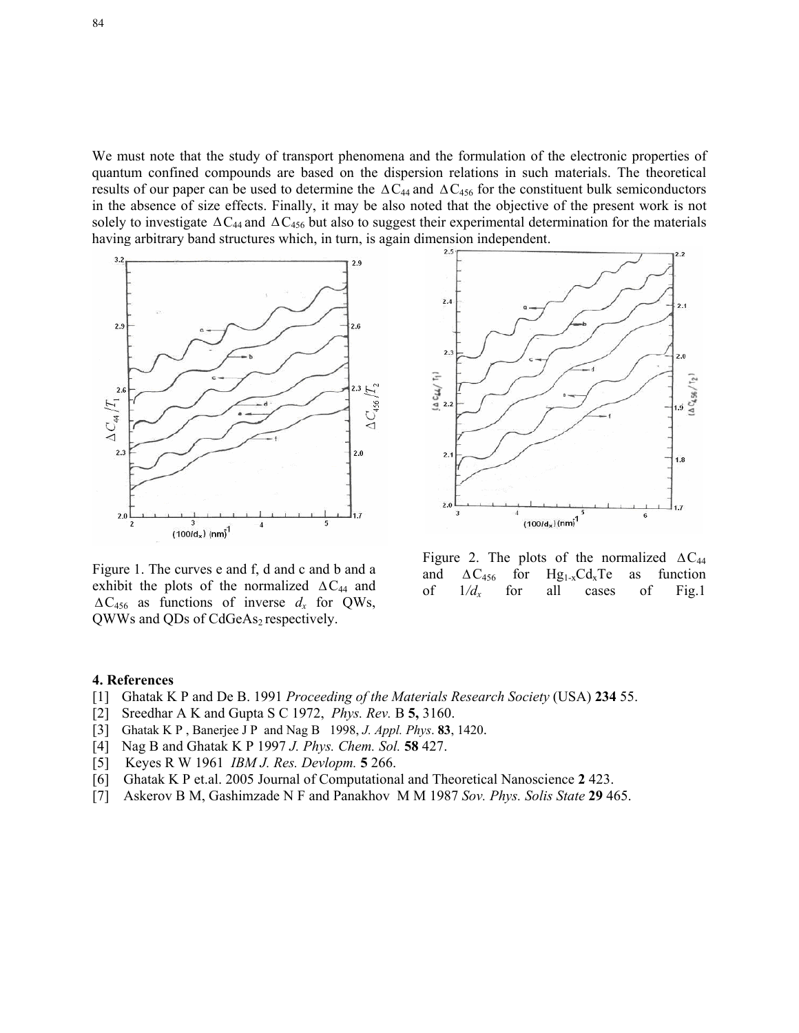We must note that the study of transport phenomena and the formulation of the electronic properties of quantum confined compounds are based on the dispersion relations in such materials. The theoretical results of our paper can be used to determine the $\Delta C_{44}$ and $\Delta C_{456}$ for the constituent bulk semiconductors in the absence of size effects. Finally, it may be also noted that the objective of the present work is not solely to investigate $\Delta C_{44}$ and $\Delta C_{456}$ but also to suggest their experimental determination for the materials having arbitrary band structures which, in turn, is again dimension independent.

$\Delta C_{44}/T_1$
$\Delta C_{456}/T_2$
$(100/d_x)$ (nm)$^{-1}$
a
b
c
d
e
f
3.2
2.9
2.6
2.3
2.0
2.9
2.6
2.3
2.0
1.7
2
3
4
5

Figure 1. The curves e and f, d and c and b and a exhibit the plots of the normalized $\Delta C_{44}$ and $\Delta C_{456}$ as functions of inverse $d_x$ for QWs, QWWs and QDs of $CdGeAs_2$ respectively.

$(\Delta C_{44}/T_1)$
$(\Delta C_{456}/T_2)$
$(100/d_x)$ (nm)$^{-1}$
a
b
c
d
e
f
2.5
2.4
2.3
2.2
2.1
2.0
2.2
2.1
2.0
1.9
1.8
1.7
3
4
5
6

Figure 2. The plots of the normalized $\Delta C_{44}$ and $\Delta C_{456}$ for $Hg_{1-x}Cd_xTe$ as function of $1/d_x$ for all cases of Fig.1

## 4. References

[1] Ghatak K P and De B. 1991 *Proceeding of the Materials Research Society* (USA) **234** 55.
[2] Sreedhar A K and Gupta S C 1972, *Phys. Rev.* B **5,** 3160.
[3] Ghatak K P , Banerjee J P and Nag B 1998, *J. Appl. Phys*. **83**, 1420.
[4] Nag B and Ghatak K P 1997 *J. Phys. Chem. Sol.* **58** 427.
[5] Keyes R W 1961 *IBM J. Res. Devlopm.* **5** 266.
[6] Ghatak K P et.al. 2005 Journal of Computational and Theoretical Nanoscience **2** 423.
[7] Askerov B M, Gashimzade N F and Panakhov M M 1987 *Sov. Phys. Solis State* **29** 465.